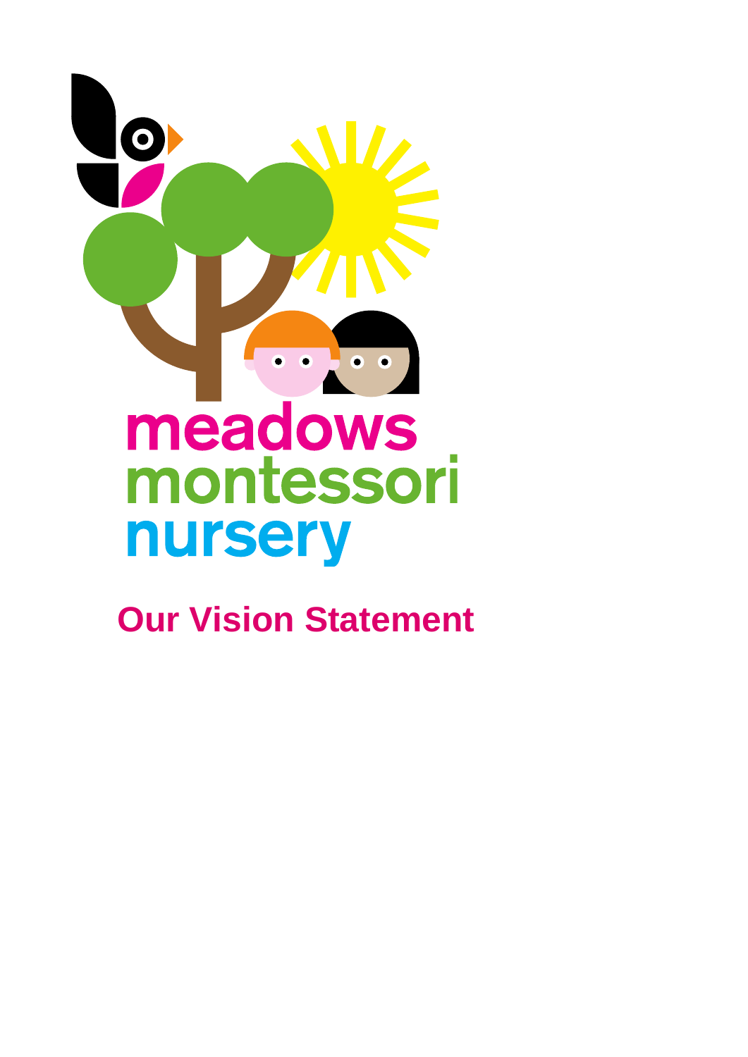meadows
montessori
nursery

# Our Vision Statement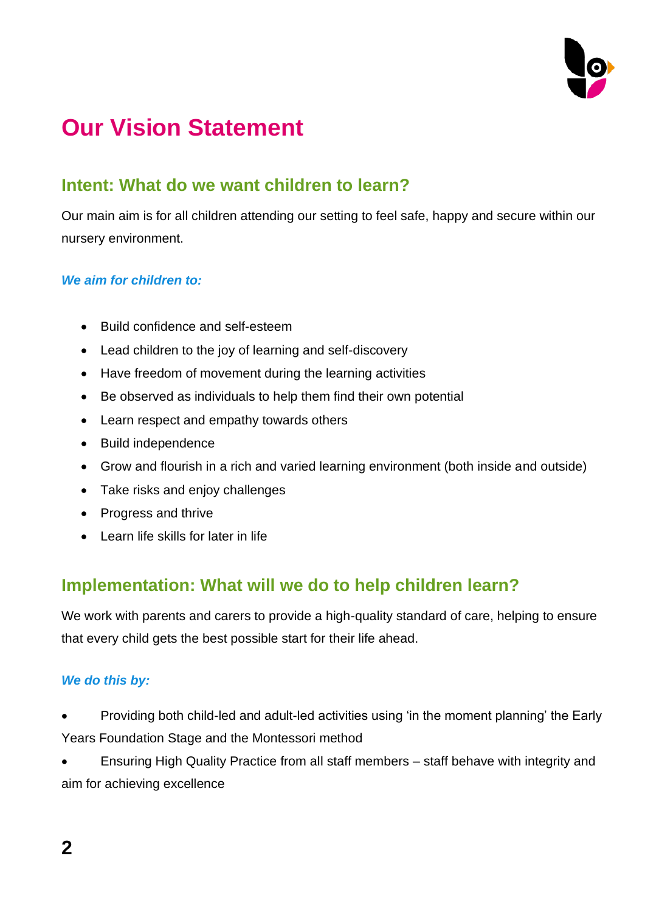# Our Vision Statement

## Intent: What do we want children to learn?

Our main aim is for all children attending our setting to feel safe, happy and secure within our nursery environment.

***We aim for children to:***

- Build confidence and self-esteem
- Lead children to the joy of learning and self-discovery
- Have freedom of movement during the learning activities
- Be observed as individuals to help them find their own potential
- Learn respect and empathy towards others
- Build independence
- Grow and flourish in a rich and varied learning environment (both inside and outside)
- Take risks and enjoy challenges
- Progress and thrive
- Learn life skills for later in life

## Implementation: What will we do to help children learn?

We work with parents and carers to provide a high-quality standard of care, helping to ensure that every child gets the best possible start for their life ahead.

***We do this by:***

- Providing both child-led and adult-led activities using 'in the moment planning' the Early Years Foundation Stage and the Montessori method
- Ensuring High Quality Practice from all staff members – staff behave with integrity and aim for achieving excellence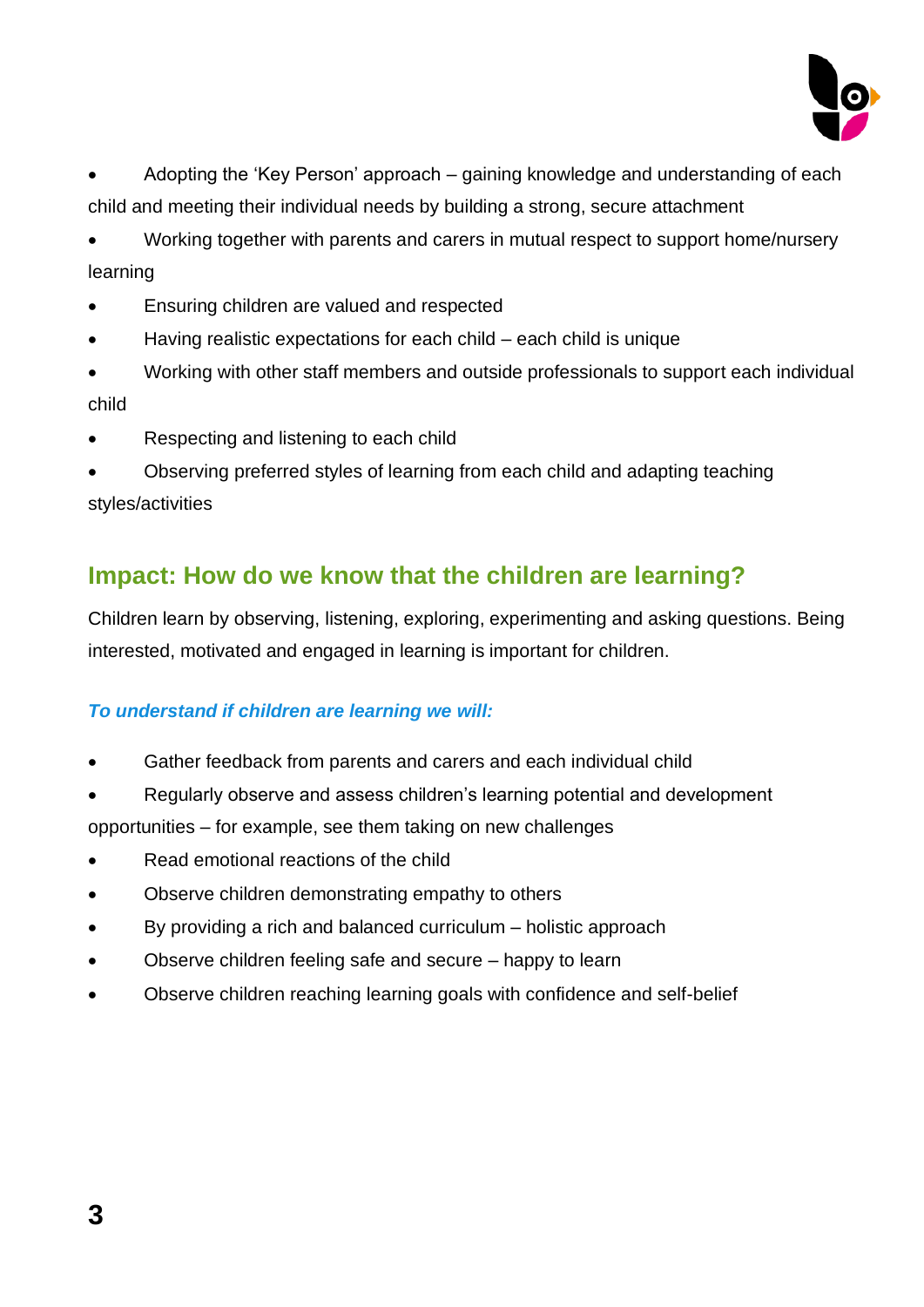- Adopting the 'Key Person' approach – gaining knowledge and understanding of each child and meeting their individual needs by building a strong, secure attachment
- Working together with parents and carers in mutual respect to support home/nursery learning
- Ensuring children are valued and respected
- Having realistic expectations for each child – each child is unique
- Working with other staff members and outside professionals to support each individual child
- Respecting and listening to each child
- Observing preferred styles of learning from each child and adapting teaching styles/activities

## Impact: How do we know that the children are learning?

Children learn by observing, listening, exploring, experimenting and asking questions. Being interested, motivated and engaged in learning is important for children.

***To understand if children are learning we will:***

- Gather feedback from parents and carers and each individual child
- Regularly observe and assess children's learning potential and development opportunities – for example, see them taking on new challenges
- Read emotional reactions of the child
- Observe children demonstrating empathy to others
- By providing a rich and balanced curriculum – holistic approach
- Observe children feeling safe and secure – happy to learn
- Observe children reaching learning goals with confidence and self-belief